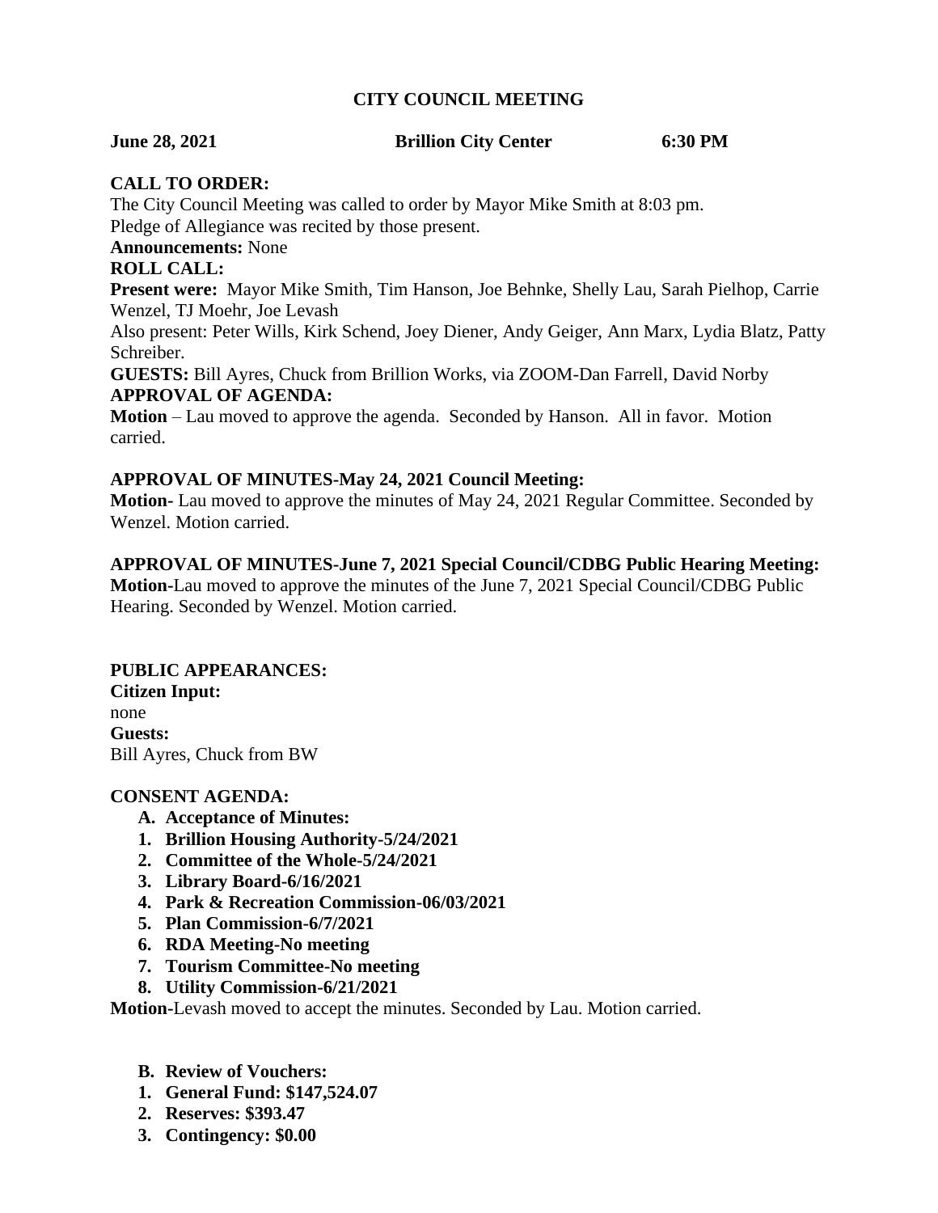# CITY COUNCIL MEETING

**June 28, 2021　　　　　　　　Brillion City Center　　　　　　　　6:30 PM**

**CALL TO ORDER:**

The City Council Meeting was called to order by Mayor Mike Smith at 8:03 pm.
Pledge of Allegiance was recited by those present.

**Announcements:** None

**ROLL CALL:**

**Present were:** Mayor Mike Smith, Tim Hanson, Joe Behnke, Shelly Lau, Sarah Pielhop, Carrie Wenzel, TJ Moehr, Joe Levash

Also present: Peter Wills, Kirk Schend, Joey Diener, Andy Geiger, Ann Marx, Lydia Blatz, Patty Schreiber.

**GUESTS:** Bill Ayres, Chuck from Brillion Works, via ZOOM-Dan Farrell, David Norby

**APPROVAL OF AGENDA:**

**Motion** – Lau moved to approve the agenda. Seconded by Hanson. All in favor. Motion carried.

**APPROVAL OF MINUTES-May 24, 2021 Council Meeting:**

**Motion-** Lau moved to approve the minutes of May 24, 2021 Regular Committee. Seconded by Wenzel. Motion carried.

**APPROVAL OF MINUTES-June 7, 2021 Special Council/CDBG Public Hearing Meeting:**

**Motion-**Lau moved to approve the minutes of the June 7, 2021 Special Council/CDBG Public Hearing. Seconded by Wenzel. Motion carried.

**PUBLIC APPEARANCES:**

**Citizen Input:**

none

**Guests:**

Bill Ayres, Chuck from BW

**CONSENT AGENDA:**

**A. Acceptance of Minutes:**

1. **Brillion Housing Authority-5/24/2021**
2. **Committee of the Whole-5/24/2021**
3. **Library Board-6/16/2021**
4. **Park & Recreation Commission-06/03/2021**
5. **Plan Commission-6/7/2021**
6. **RDA Meeting-No meeting**
7. **Tourism Committee-No meeting**
8. **Utility Commission-6/21/2021**

**Motion-**Levash moved to accept the minutes. Seconded by Lau. Motion carried.

**B. Review of Vouchers:**

1. **General Fund: $147,524.07**
2. **Reserves: $393.47**
3. **Contingency: $0.00**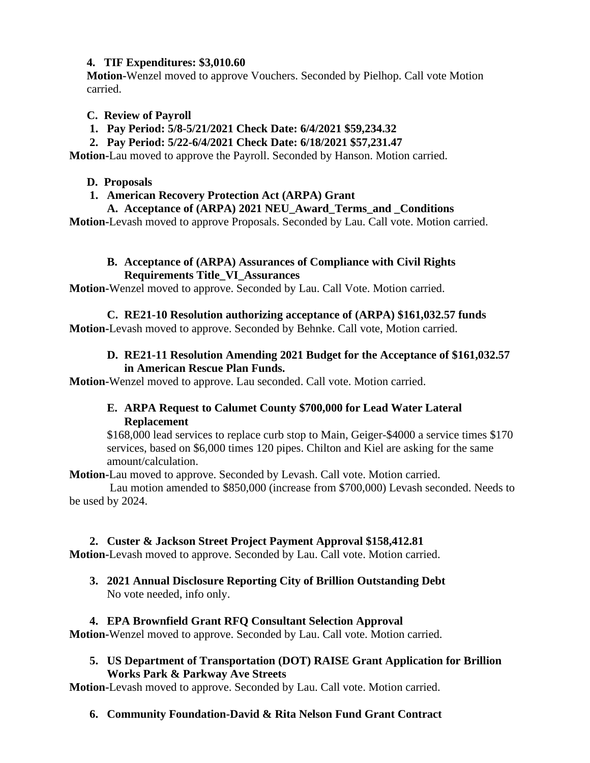**4. TIF Expenditures: $3,010.60**

**Motion-**Wenzel moved to approve Vouchers. Seconded by Pielhop. Call vote Motion carried.

**C. Review of Payroll**

**1. Pay Period: 5/8-5/21/2021 Check Date: 6/4/2021 $59,234.32**

**2. Pay Period: 5/22-6/4/2021 Check Date: 6/18/2021 $57,231.47**

**Motion-**Lau moved to approve the Payroll. Seconded by Hanson. Motion carried.

**D. Proposals**

**1. American Recovery Protection Act (ARPA) Grant**

**A. Acceptance of (ARPA) 2021 NEU_Award_Terms_and _Conditions**

**Motion-**Levash moved to approve Proposals. Seconded by Lau. Call vote. Motion carried.

**B. Acceptance of (ARPA) Assurances of Compliance with Civil Rights Requirements Title_VI_Assurances**

**Motion-**Wenzel moved to approve. Seconded by Lau. Call Vote. Motion carried.

**C. RE21-10 Resolution authorizing acceptance of (ARPA) $161,032.57 funds**

**Motion-**Levash moved to approve. Seconded by Behnke. Call vote, Motion carried.

**D. RE21-11 Resolution Amending 2021 Budget for the Acceptance of $161,032.57 in American Rescue Plan Funds.**

**Motion-**Wenzel moved to approve. Lau seconded. Call vote. Motion carried.

**E. ARPA Request to Calumet County $700,000 for Lead Water Lateral Replacement**

$168,000 lead services to replace curb stop to Main, Geiger-$4000 a service times $170 services, based on $6,000 times 120 pipes. Chilton and Kiel are asking for the same amount/calculation.

**Motion-**Lau moved to approve. Seconded by Levash. Call vote. Motion carried.

Lau motion amended to $850,000 (increase from $700,000) Levash seconded. Needs to be used by 2024.

**2. Custer & Jackson Street Project Payment Approval $158,412.81**

**Motion-**Levash moved to approve. Seconded by Lau. Call vote. Motion carried.

**3. 2021 Annual Disclosure Reporting City of Brillion Outstanding Debt**

No vote needed, info only.

**4. EPA Brownfield Grant RFQ Consultant Selection Approval**

**Motion-**Wenzel moved to approve. Seconded by Lau. Call vote. Motion carried.

**5. US Department of Transportation (DOT) RAISE Grant Application for Brillion Works Park & Parkway Ave Streets**

**Motion-**Levash moved to approve. Seconded by Lau. Call vote. Motion carried.

**6. Community Foundation-David & Rita Nelson Fund Grant Contract**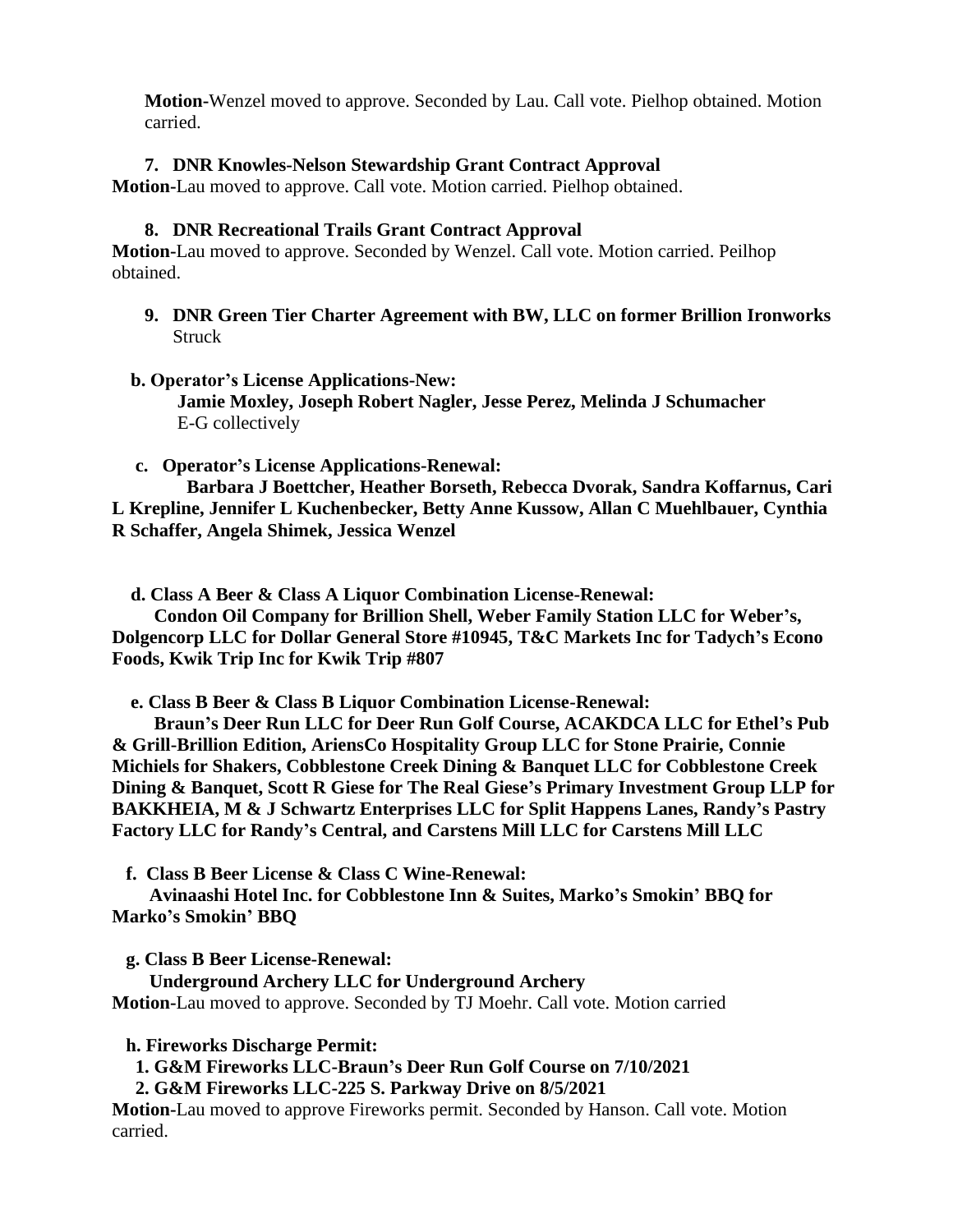**Motion**-Wenzel moved to approve. Seconded by Lau. Call vote. Pielhop obtained. Motion carried.

7. **DNR Knowles-Nelson Stewardship Grant Contract Approval**

**Motion**-Lau moved to approve. Call vote. Motion carried. Pielhop obtained.

8. **DNR Recreational Trails Grant Contract Approval**

**Motion**-Lau moved to approve. Seconded by Wenzel. Call vote. Motion carried. Peilhop obtained.

9. **DNR Green Tier Charter Agreement with BW, LLC on former Brillion Ironworks**
   Struck

**b. Operator's License Applications-New:**
**Jamie Moxley, Joseph Robert Nagler, Jesse Perez, Melinda J Schumacher**
E-G collectively

**c. Operator's License Applications-Renewal:**
**Barbara J Boettcher, Heather Borseth, Rebecca Dvorak, Sandra Koffarnus, Cari L Krepline, Jennifer L Kuchenbecker, Betty Anne Kussow, Allan C Muehlbauer, Cynthia R Schaffer, Angela Shimek, Jessica Wenzel**

**d. Class A Beer & Class A Liquor Combination License-Renewal:**
**Condon Oil Company for Brillion Shell, Weber Family Station LLC for Weber's, Dolgencorp LLC for Dollar General Store #10945, T&C Markets Inc for Tadych's Econo Foods, Kwik Trip Inc for Kwik Trip #807**

**e. Class B Beer & Class B Liquor Combination License-Renewal:**
**Braun's Deer Run LLC for Deer Run Golf Course, ACAKDCA LLC for Ethel's Pub & Grill-Brillion Edition, AriensCo Hospitality Group LLC for Stone Prairie, Connie Michiels for Shakers, Cobblestone Creek Dining & Banquet LLC for Cobblestone Creek Dining & Banquet, Scott R Giese for The Real Giese's Primary Investment Group LLP for BAKKHEIA, M & J Schwartz Enterprises LLC for Split Happens Lanes, Randy's Pastry Factory LLC for Randy's Central, and Carstens Mill LLC for Carstens Mill LLC**

**f. Class B Beer License & Class C Wine-Renewal:**
**Avinaashi Hotel Inc. for Cobblestone Inn & Suites, Marko's Smokin' BBQ for Marko's Smokin' BBQ**

**g. Class B Beer License-Renewal:**
**Underground Archery LLC for Underground Archery**

**Motion**-Lau moved to approve. Seconded by TJ Moehr. Call vote. Motion carried

**h. Fireworks Discharge Permit:**
1. **G&M Fireworks LLC-Braun's Deer Run Golf Course on 7/10/2021**
2. **G&M Fireworks LLC-225 S. Parkway Drive on 8/5/2021**

**Motion**-Lau moved to approve Fireworks permit. Seconded by Hanson. Call vote. Motion carried.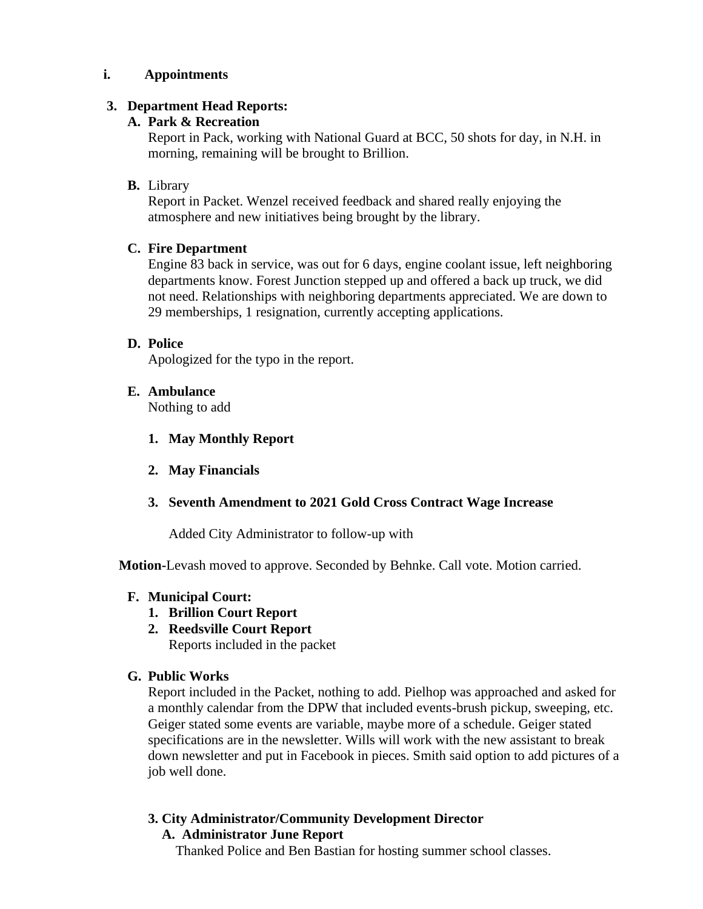**i. Appointments**

**3. Department Head Reports:**

**A. Park & Recreation**

Report in Pack, working with National Guard at BCC, 50 shots for day, in N.H. in morning, remaining will be brought to Brillion.

**B.** Library

Report in Packet. Wenzel received feedback and shared really enjoying the atmosphere and new initiatives being brought by the library.

**C. Fire Department**

Engine 83 back in service, was out for 6 days, engine coolant issue, left neighboring departments know. Forest Junction stepped up and offered a back up truck, we did not need. Relationships with neighboring departments appreciated. We are down to 29 memberships, 1 resignation, currently accepting applications.

**D. Police**

Apologized for the typo in the report.

**E. Ambulance**

Nothing to add

1. **May Monthly Report**
2. **May Financials**
3. **Seventh Amendment to 2021 Gold Cross Contract Wage Increase**

   Added City Administrator to follow-up with

**Motion-**Levash moved to approve. Seconded by Behnke. Call vote. Motion carried.

**F. Municipal Court:**

1. **Brillion Court Report**
2. **Reedsville Court Report**

   Reports included in the packet

**G. Public Works**

Report included in the Packet, nothing to add. Pielhop was approached and asked for a monthly calendar from the DPW that included events-brush pickup, sweeping, etc. Geiger stated some events are variable, maybe more of a schedule. Geiger stated specifications are in the newsletter. Wills will work with the new assistant to break down newsletter and put in Facebook in pieces. Smith said option to add pictures of a job well done.

**3. City Administrator/Community Development Director**

**A. Administrator June Report**

Thanked Police and Ben Bastian for hosting summer school classes.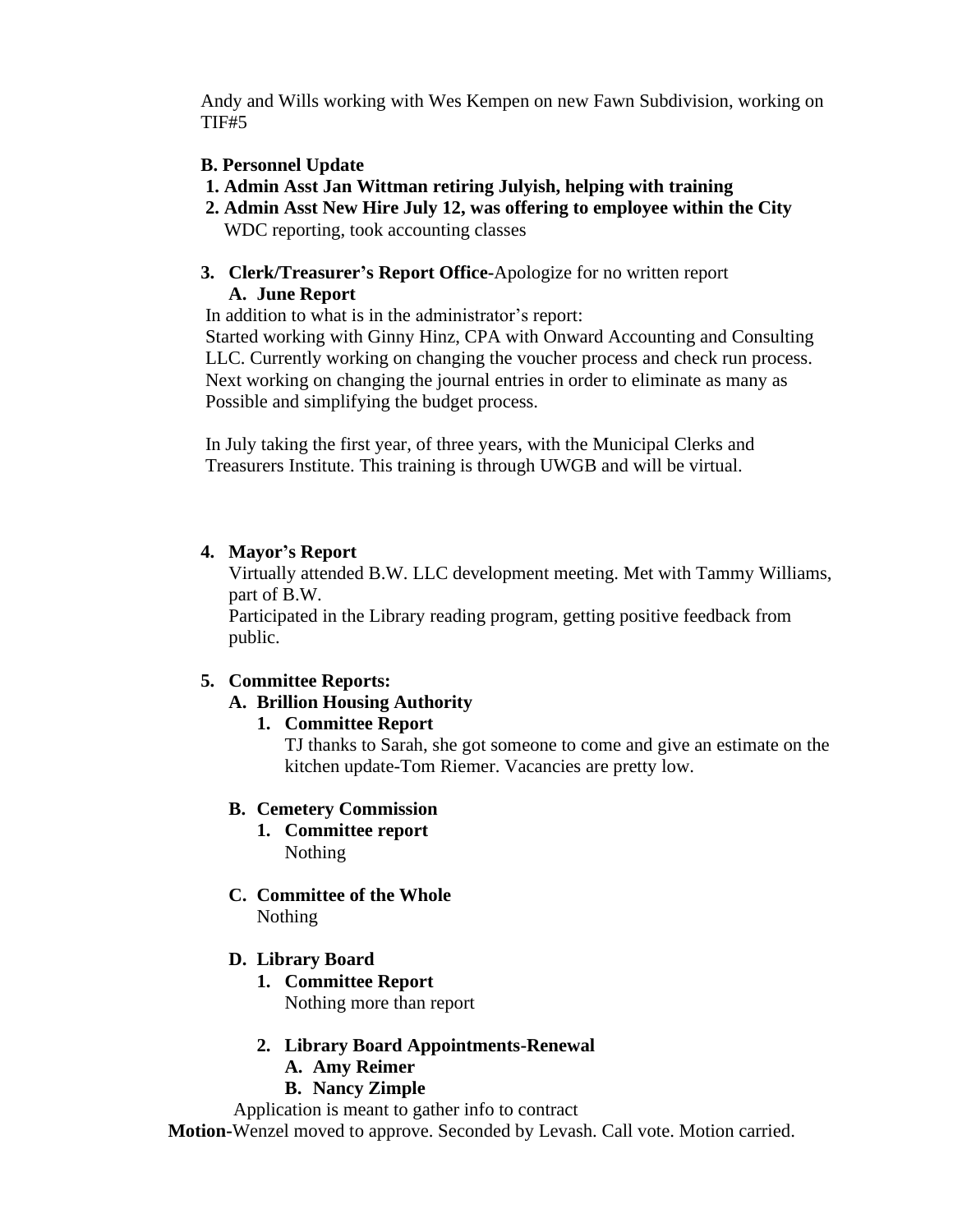Andy and Wills working with Wes Kempen on new Fawn Subdivision, working on TIF#5

**B. Personnel Update**

**1. Admin Asst Jan Wittman retiring Julyish, helping with training**

**2. Admin Asst New Hire July 12, was offering to employee within the City**
WDC reporting, took accounting classes

**3. Clerk/Treasurer's Report Office**-Apologize for no written report

**A. June Report**

In addition to what is in the administrator's report:
Started working with Ginny Hinz, CPA with Onward Accounting and Consulting LLC. Currently working on changing the voucher process and check run process. Next working on changing the journal entries in order to eliminate as many as Possible and simplifying the budget process.

In July taking the first year, of three years, with the Municipal Clerks and Treasurers Institute. This training is through UWGB and will be virtual.

**4. Mayor's Report**

Virtually attended B.W. LLC development meeting. Met with Tammy Williams, part of B.W.
Participated in the Library reading program, getting positive feedback from public.

**5. Committee Reports:**

**A. Brillion Housing Authority**

**1. Committee Report**

TJ thanks to Sarah, she got someone to come and give an estimate on the kitchen update-Tom Riemer. Vacancies are pretty low.

**B. Cemetery Commission**

**1. Committee report**

Nothing

**C. Committee of the Whole**

Nothing

**D. Library Board**

**1. Committee Report**

Nothing more than report

**2. Library Board Appointments-Renewal**

**A. Amy Reimer**

**B. Nancy Zimple**

Application is meant to gather info to contract

**Motion**-Wenzel moved to approve. Seconded by Levash. Call vote. Motion carried.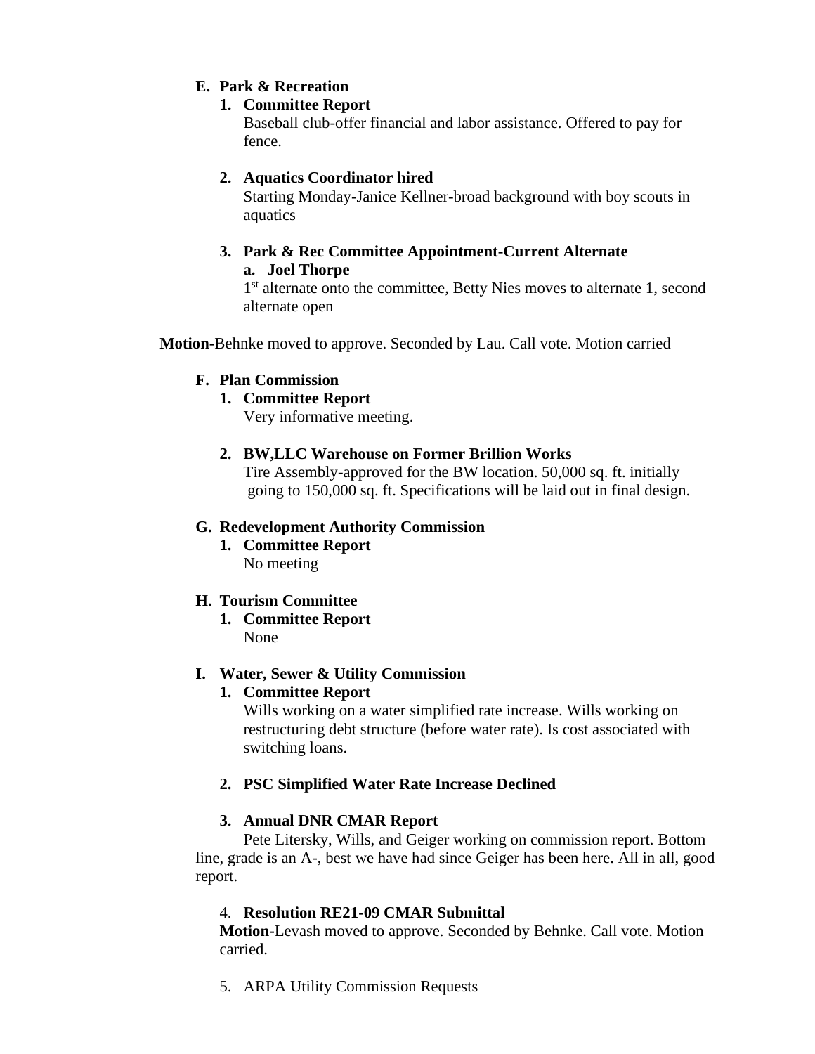**E. Park & Recreation**

**1. Committee Report**

Baseball club-offer financial and labor assistance. Offered to pay for fence.

**2. Aquatics Coordinator hired**

Starting Monday-Janice Kellner-broad background with boy scouts in aquatics

**3. Park & Rec Committee Appointment-Current Alternate**

**a. Joel Thorpe**

1st alternate onto the committee, Betty Nies moves to alternate 1, second alternate open

**Motion-**Behnke moved to approve. Seconded by Lau. Call vote. Motion carried

**F. Plan Commission**

**1. Committee Report**

Very informative meeting.

**2. BW,LLC Warehouse on Former Brillion Works**

Tire Assembly-approved for the BW location. 50,000 sq. ft. initially going to 150,000 sq. ft. Specifications will be laid out in final design.

**G. Redevelopment Authority Commission**

**1. Committee Report**

No meeting

**H. Tourism Committee**

**1. Committee Report**

None

**I. Water, Sewer & Utility Commission**

**1. Committee Report**

Wills working on a water simplified rate increase. Wills working on restructuring debt structure (before water rate). Is cost associated with switching loans.

**2. PSC Simplified Water Rate Increase Declined**

**3. Annual DNR CMAR Report**

Pete Litersky, Wills, and Geiger working on commission report. Bottom line, grade is an A-, best we have had since Geiger has been here. All in all, good report.

4. **Resolution RE21-09 CMAR Submittal**

**Motion-**Levash moved to approve. Seconded by Behnke. Call vote. Motion carried.

5. ARPA Utility Commission Requests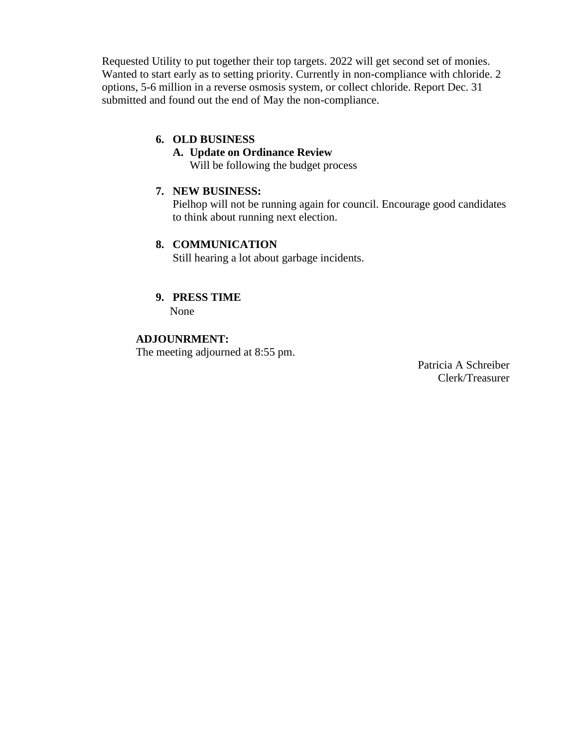Requested Utility to put together their top targets. 2022 will get second set of monies. Wanted to start early as to setting priority. Currently in non-compliance with chloride. 2 options, 5-6 million in a reverse osmosis system, or collect chloride. Report Dec. 31 submitted and found out the end of May the non-compliance.

6. **OLD BUSINESS**
   A. **Update on Ordinance Review**
      Will be following the budget process

7. **NEW BUSINESS:**
   Pielhop will not be running again for council. Encourage good candidates to think about running next election.

8. **COMMUNICATION**
   Still hearing a lot about garbage incidents.

9. **PRESS TIME**
   None

**ADJOUNRMENT:**
The meeting adjourned at 8:55 pm.

Patricia A Schreiber
Clerk/Treasurer